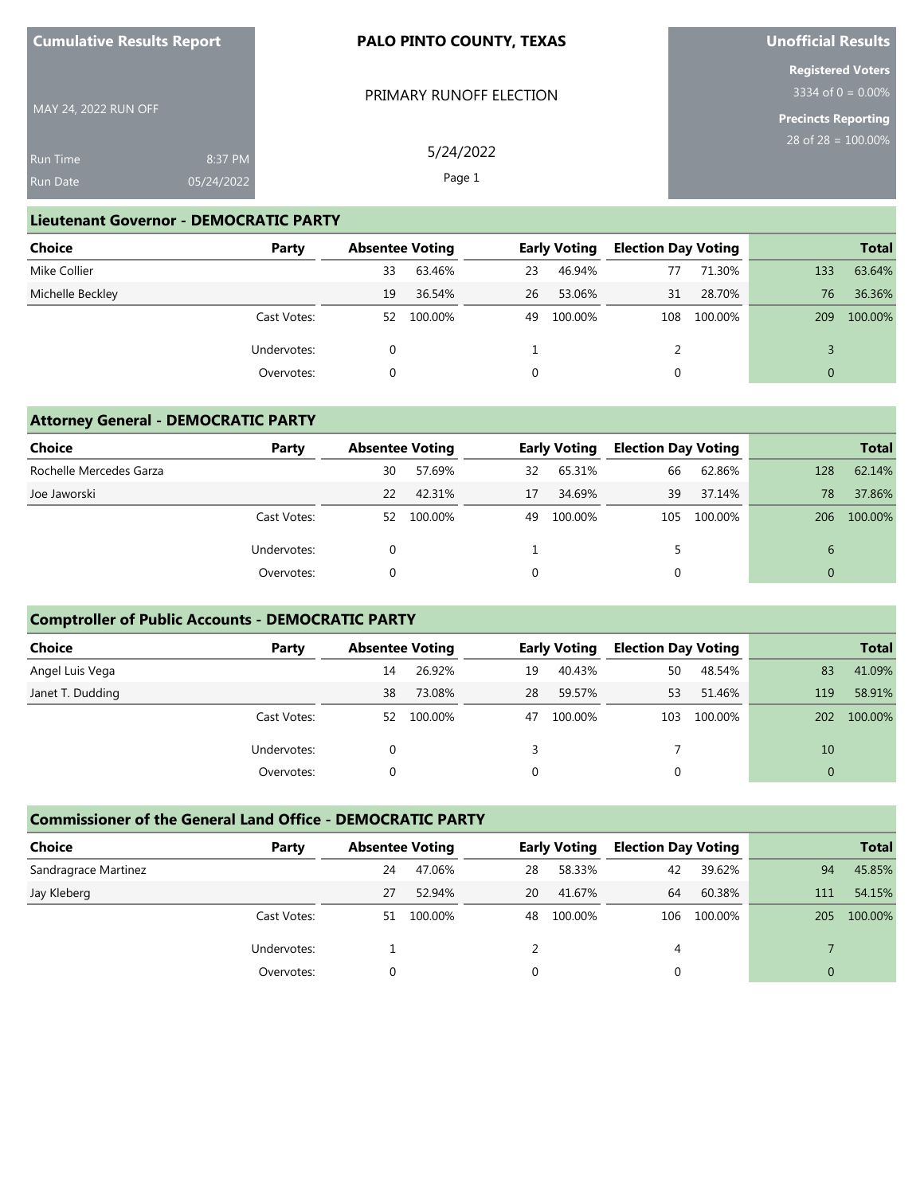**Cumulative Results Report**

MAY 24, 2022 RUN OFF

Run Time 8:37 PM
Run Date 05/24/2022

# PALO PINTO COUNTY, TEXAS

PRIMARY RUNOFF ELECTION

5/24/2022

**Unofficial Results**

**Registered Voters**
3334 of 0 = 0.00%

**Precincts Reporting**
28 of 28 = 100.00%

## Lieutenant Governor - DEMOCRATIC PARTY

| Choice | Party | Absentee Voting | | Early Voting | | Election Day Voting | | Total | |
|---|---|---|---|---|---|---|---|---|---|
| Mike Collier | | 33 | 63.46% | 23 | 46.94% | 77 | 71.30% | 133 | 63.64% |
| Michelle Beckley | | 19 | 36.54% | 26 | 53.06% | 31 | 28.70% | 76 | 36.36% |
| | Cast Votes: | 52 | 100.00% | 49 | 100.00% | 108 | 100.00% | 209 | 100.00% |
| | Undervotes: | 0 | | 1 | | 2 | | 3 | |
| | Overvotes: | 0 | | 0 | | 0 | | 0 | |

## Attorney General - DEMOCRATIC PARTY

| Choice | Party | Absentee Voting | | Early Voting | | Election Day Voting | | Total | |
|---|---|---|---|---|---|---|---|---|---|
| Rochelle Mercedes Garza | | 30 | 57.69% | 32 | 65.31% | 66 | 62.86% | 128 | 62.14% |
| Joe Jaworski | | 22 | 42.31% | 17 | 34.69% | 39 | 37.14% | 78 | 37.86% |
| | Cast Votes: | 52 | 100.00% | 49 | 100.00% | 105 | 100.00% | 206 | 100.00% |
| | Undervotes: | 0 | | 1 | | 5 | | 6 | |
| | Overvotes: | 0 | | 0 | | 0 | | 0 | |

## Comptroller of Public Accounts - DEMOCRATIC PARTY

| Choice | Party | Absentee Voting | | Early Voting | | Election Day Voting | | Total | |
|---|---|---|---|---|---|---|---|---|---|
| Angel Luis Vega | | 14 | 26.92% | 19 | 40.43% | 50 | 48.54% | 83 | 41.09% |
| Janet T. Dudding | | 38 | 73.08% | 28 | 59.57% | 53 | 51.46% | 119 | 58.91% |
| | Cast Votes: | 52 | 100.00% | 47 | 100.00% | 103 | 100.00% | 202 | 100.00% |
| | Undervotes: | 0 | | 3 | | 7 | | 10 | |
| | Overvotes: | 0 | | 0 | | 0 | | 0 | |

## Commissioner of the General Land Office - DEMOCRATIC PARTY

| Choice | Party | Absentee Voting | | Early Voting | | Election Day Voting | | Total | |
|---|---|---|---|---|---|---|---|---|---|
| Sandragrace Martinez | | 24 | 47.06% | 28 | 58.33% | 42 | 39.62% | 94 | 45.85% |
| Jay Kleberg | | 27 | 52.94% | 20 | 41.67% | 64 | 60.38% | 111 | 54.15% |
| | Cast Votes: | 51 | 100.00% | 48 | 100.00% | 106 | 100.00% | 205 | 100.00% |
| | Undervotes: | 1 | | 2 | | 4 | | 7 | |
| | Overvotes: | 0 | | 0 | | 0 | | 0 | |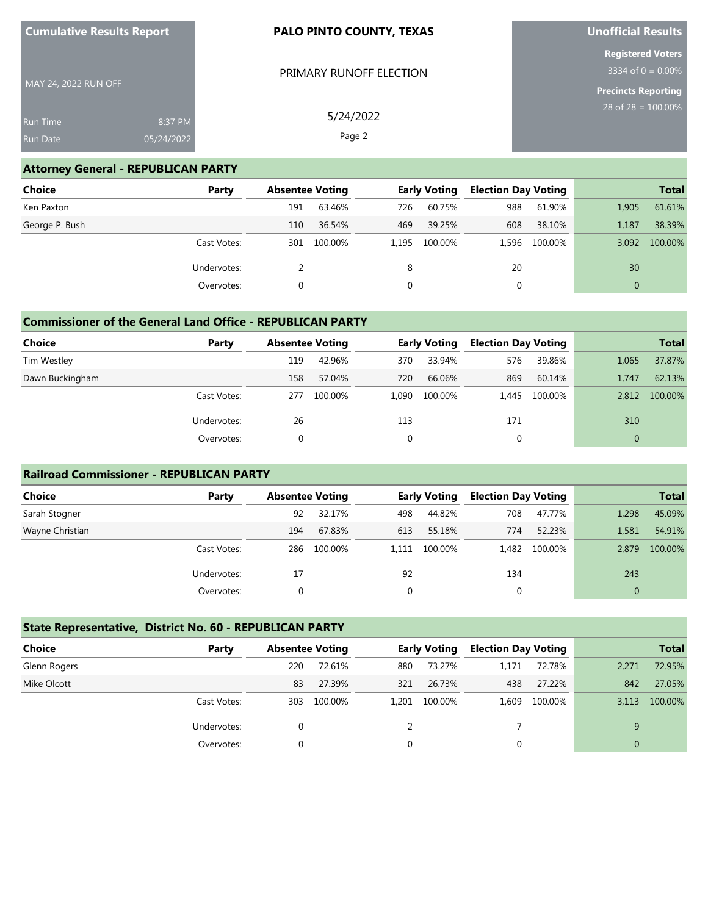| Cumulative Results Report | PALO PINTO COUNTY, TEXAS | Unofficial Results |
|---|---|---|
| MAY 24, 2022 RUN OFF | PRIMARY RUNOFF ELECTION | Registered Voters 3334 of 0 = 0.00% |
| Run Time 8:37 PM | 5/24/2022 | Precincts Reporting 28 of 28 = 100.00% |
| Run Date 05/24/2022 | | |

## Attorney General - REPUBLICAN PARTY

| Choice | Party | Absentee Voting | | Early Voting | | Election Day Voting | | Total | |
|---|---|---|---|---|---|---|---|---|---|
| Ken Paxton | | 191 | 63.46% | 726 | 60.75% | 988 | 61.90% | 1,905 | 61.61% |
| George P. Bush | | 110 | 36.54% | 469 | 39.25% | 608 | 38.10% | 1,187 | 38.39% |
| | Cast Votes: | 301 | 100.00% | 1,195 | 100.00% | 1,596 | 100.00% | 3,092 | 100.00% |
| | Undervotes: | 2 | | 8 | | 20 | | 30 | |
| | Overvotes: | 0 | | 0 | | 0 | | 0 | |

## Commissioner of the General Land Office - REPUBLICAN PARTY

| Choice | Party | Absentee Voting | | Early Voting | | Election Day Voting | | Total | |
|---|---|---|---|---|---|---|---|---|---|
| Tim Westley | | 119 | 42.96% | 370 | 33.94% | 576 | 39.86% | 1,065 | 37.87% |
| Dawn Buckingham | | 158 | 57.04% | 720 | 66.06% | 869 | 60.14% | 1,747 | 62.13% |
| | Cast Votes: | 277 | 100.00% | 1,090 | 100.00% | 1,445 | 100.00% | 2,812 | 100.00% |
| | Undervotes: | 26 | | 113 | | 171 | | 310 | |
| | Overvotes: | 0 | | 0 | | 0 | | 0 | |

## Railroad Commissioner - REPUBLICAN PARTY

| Choice | Party | Absentee Voting | | Early Voting | | Election Day Voting | | Total | |
|---|---|---|---|---|---|---|---|---|---|
| Sarah Stogner | | 92 | 32.17% | 498 | 44.82% | 708 | 47.77% | 1,298 | 45.09% |
| Wayne Christian | | 194 | 67.83% | 613 | 55.18% | 774 | 52.23% | 1,581 | 54.91% |
| | Cast Votes: | 286 | 100.00% | 1,111 | 100.00% | 1,482 | 100.00% | 2,879 | 100.00% |
| | Undervotes: | 17 | | 92 | | 134 | | 243 | |
| | Overvotes: | 0 | | 0 | | 0 | | 0 | |

## State Representative, District No. 60 - REPUBLICAN PARTY

| Choice | Party | Absentee Voting | | Early Voting | | Election Day Voting | | Total | |
|---|---|---|---|---|---|---|---|---|---|
| Glenn Rogers | | 220 | 72.61% | 880 | 73.27% | 1,171 | 72.78% | 2,271 | 72.95% |
| Mike Olcott | | 83 | 27.39% | 321 | 26.73% | 438 | 27.22% | 842 | 27.05% |
| | Cast Votes: | 303 | 100.00% | 1,201 | 100.00% | 1,609 | 100.00% | 3,113 | 100.00% |
| | Undervotes: | 0 | | 2 | | 7 | | 9 | |
| | Overvotes: | 0 | | 0 | | 0 | | 0 | |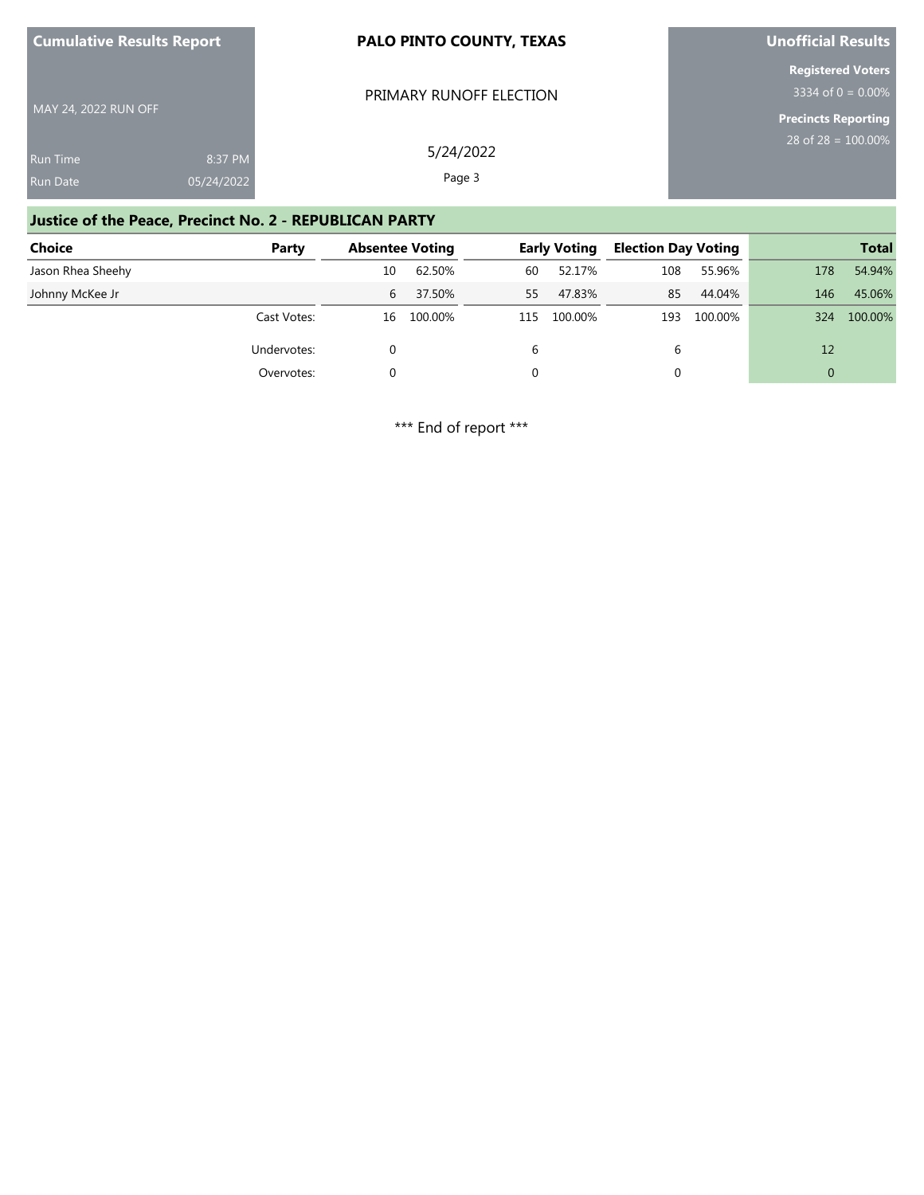**Cumulative Results Report**

MAY 24, 2022 RUN OFF

Run Time 8:37 PM
Run Date 05/24/2022

**PALO PINTO COUNTY, TEXAS**

PRIMARY RUNOFF ELECTION

5/24/2022

**Unofficial Results**

**Registered Voters**
3334 of 0 = 0.00%

**Precincts Reporting**
28 of 28 = 100.00%

## Justice of the Peace, Precinct No. 2 - REPUBLICAN PARTY

| Choice | Party | Absentee Voting | | Early Voting | | Election Day Voting | | Total | |
|---|---|---|---|---|---|---|---|---|---|
| Jason Rhea Sheehy | | 10 | 62.50% | 60 | 52.17% | 108 | 55.96% | 178 | 54.94% |
| Johnny McKee Jr | | 6 | 37.50% | 55 | 47.83% | 85 | 44.04% | 146 | 45.06% |
| | Cast Votes: | 16 | 100.00% | 115 | 100.00% | 193 | 100.00% | 324 | 100.00% |
| | Undervotes: | 0 | | 6 | | 6 | | 12 | |
| | Overvotes: | 0 | | 0 | | 0 | | 0 | |

*** End of report ***